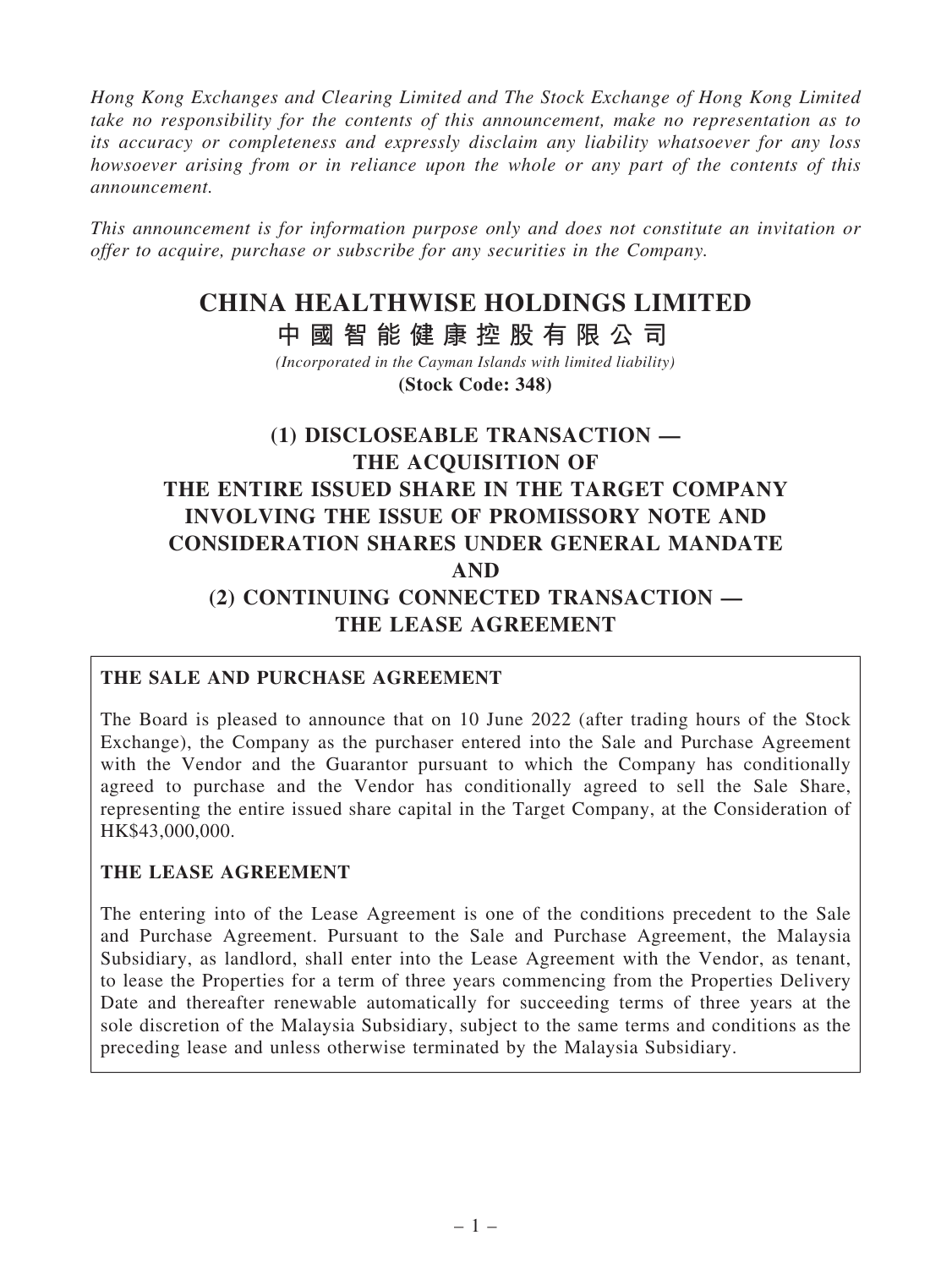*Hong Kong Exchanges and Clearing Limited and The Stock Exchange of Hong Kong Limited take no responsibility for the contents of this announcement, make no representation as to its accuracy or completeness and expressly disclaim any liability whatsoever for any loss howsoever arising from or in reliance upon the whole or any part of the contents of this announcement.*

*This announcement is for information purpose only and does not constitute an invitation or offer to acquire, purchase or subscribe for any securities in the Company.*

# CHINA HEALTHWISE HOLDINGS LIMITED
# 中國智能健康控股有限公司

*(Incorporated in the Cayman Islands with limited liability)*

**(Stock Code: 348)**

## (1) DISCLOSEABLE TRANSACTION — THE ACQUISITION OF THE ENTIRE ISSUED SHARE IN THE TARGET COMPANY INVOLVING THE ISSUE OF PROMISSORY NOTE AND CONSIDERATION SHARES UNDER GENERAL MANDATE AND (2) CONTINUING CONNECTED TRANSACTION — THE LEASE AGREEMENT

**THE SALE AND PURCHASE AGREEMENT**

The Board is pleased to announce that on 10 June 2022 (after trading hours of the Stock Exchange), the Company as the purchaser entered into the Sale and Purchase Agreement with the Vendor and the Guarantor pursuant to which the Company has conditionally agreed to purchase and the Vendor has conditionally agreed to sell the Sale Share, representing the entire issued share capital in the Target Company, at the Consideration of HK$43,000,000.

**THE LEASE AGREEMENT**

The entering into of the Lease Agreement is one of the conditions precedent to the Sale and Purchase Agreement. Pursuant to the Sale and Purchase Agreement, the Malaysia Subsidiary, as landlord, shall enter into the Lease Agreement with the Vendor, as tenant, to lease the Properties for a term of three years commencing from the Properties Delivery Date and thereafter renewable automatically for succeeding terms of three years at the sole discretion of the Malaysia Subsidiary, subject to the same terms and conditions as the preceding lease and unless otherwise terminated by the Malaysia Subsidiary.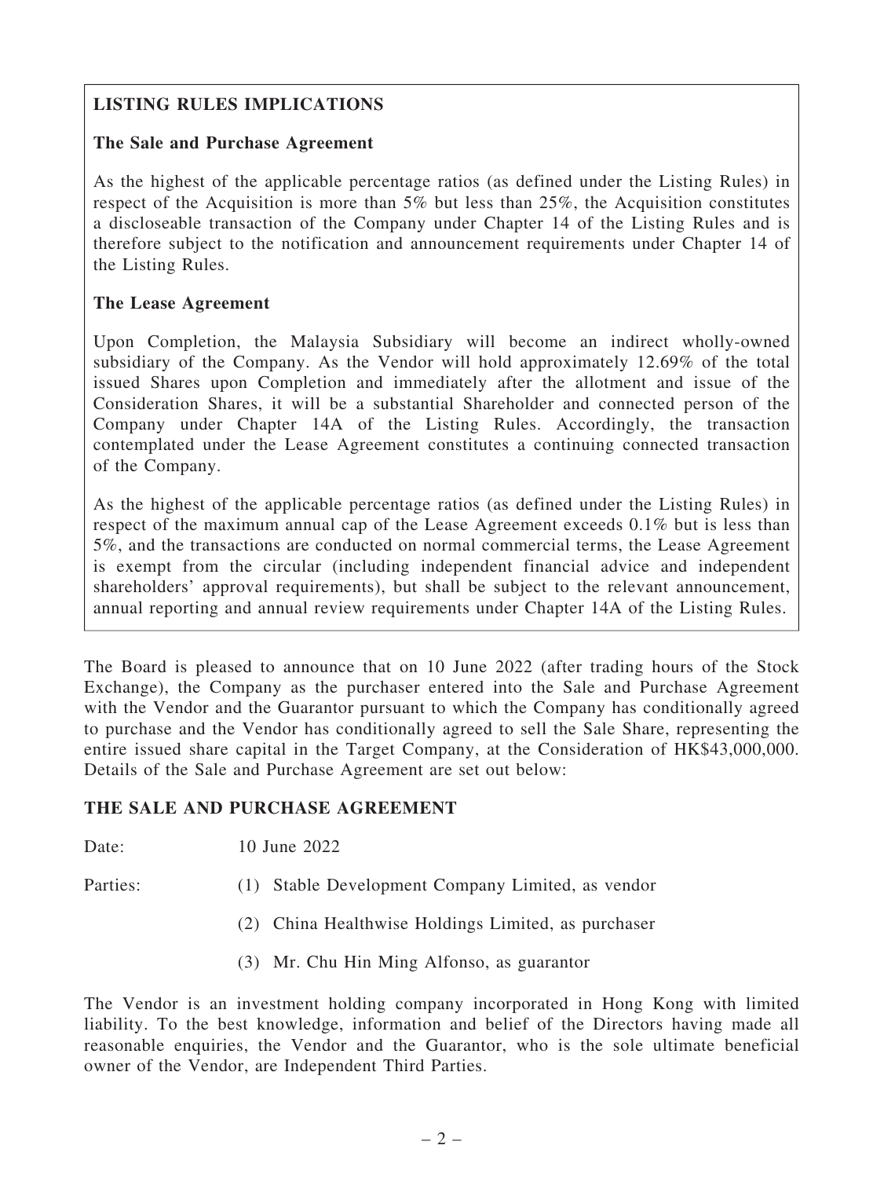**LISTING RULES IMPLICATIONS**

**The Sale and Purchase Agreement**

As the highest of the applicable percentage ratios (as defined under the Listing Rules) in respect of the Acquisition is more than 5% but less than 25%, the Acquisition constitutes a discloseable transaction of the Company under Chapter 14 of the Listing Rules and is therefore subject to the notification and announcement requirements under Chapter 14 of the Listing Rules.

**The Lease Agreement**

Upon Completion, the Malaysia Subsidiary will become an indirect wholly-owned subsidiary of the Company. As the Vendor will hold approximately 12.69% of the total issued Shares upon Completion and immediately after the allotment and issue of the Consideration Shares, it will be a substantial Shareholder and connected person of the Company under Chapter 14A of the Listing Rules. Accordingly, the transaction contemplated under the Lease Agreement constitutes a continuing connected transaction of the Company.

As the highest of the applicable percentage ratios (as defined under the Listing Rules) in respect of the maximum annual cap of the Lease Agreement exceeds 0.1% but is less than 5%, and the transactions are conducted on normal commercial terms, the Lease Agreement is exempt from the circular (including independent financial advice and independent shareholders' approval requirements), but shall be subject to the relevant announcement, annual reporting and annual review requirements under Chapter 14A of the Listing Rules.

The Board is pleased to announce that on 10 June 2022 (after trading hours of the Stock Exchange), the Company as the purchaser entered into the Sale and Purchase Agreement with the Vendor and the Guarantor pursuant to which the Company has conditionally agreed to purchase and the Vendor has conditionally agreed to sell the Sale Share, representing the entire issued share capital in the Target Company, at the Consideration of HK$43,000,000. Details of the Sale and Purchase Agreement are set out below:

## THE SALE AND PURCHASE AGREEMENT

Date: 10 June 2022

Parties:

(1) Stable Development Company Limited, as vendor

(2) China Healthwise Holdings Limited, as purchaser

(3) Mr. Chu Hin Ming Alfonso, as guarantor

The Vendor is an investment holding company incorporated in Hong Kong with limited liability. To the best knowledge, information and belief of the Directors having made all reasonable enquiries, the Vendor and the Guarantor, who is the sole ultimate beneficial owner of the Vendor, are Independent Third Parties.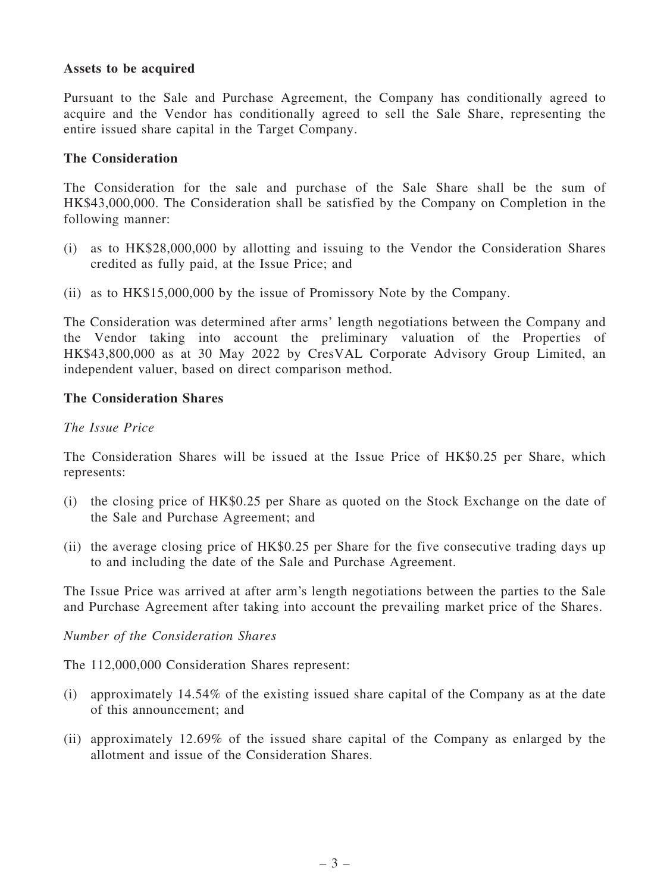**Assets to be acquired**

Pursuant to the Sale and Purchase Agreement, the Company has conditionally agreed to acquire and the Vendor has conditionally agreed to sell the Sale Share, representing the entire issued share capital in the Target Company.

**The Consideration**

The Consideration for the sale and purchase of the Sale Share shall be the sum of HK$43,000,000. The Consideration shall be satisfied by the Company on Completion in the following manner:

(i) as to HK$28,000,000 by allotting and issuing to the Vendor the Consideration Shares credited as fully paid, at the Issue Price; and

(ii) as to HK$15,000,000 by the issue of Promissory Note by the Company.

The Consideration was determined after arms' length negotiations between the Company and the Vendor taking into account the preliminary valuation of the Properties of HK$43,800,000 as at 30 May 2022 by CresVAL Corporate Advisory Group Limited, an independent valuer, based on direct comparison method.

**The Consideration Shares**

*The Issue Price*

The Consideration Shares will be issued at the Issue Price of HK$0.25 per Share, which represents:

(i) the closing price of HK$0.25 per Share as quoted on the Stock Exchange on the date of the Sale and Purchase Agreement; and

(ii) the average closing price of HK$0.25 per Share for the five consecutive trading days up to and including the date of the Sale and Purchase Agreement.

The Issue Price was arrived at after arm's length negotiations between the parties to the Sale and Purchase Agreement after taking into account the prevailing market price of the Shares.

*Number of the Consideration Shares*

The 112,000,000 Consideration Shares represent:

(i) approximately 14.54% of the existing issued share capital of the Company as at the date of this announcement; and

(ii) approximately 12.69% of the issued share capital of the Company as enlarged by the allotment and issue of the Consideration Shares.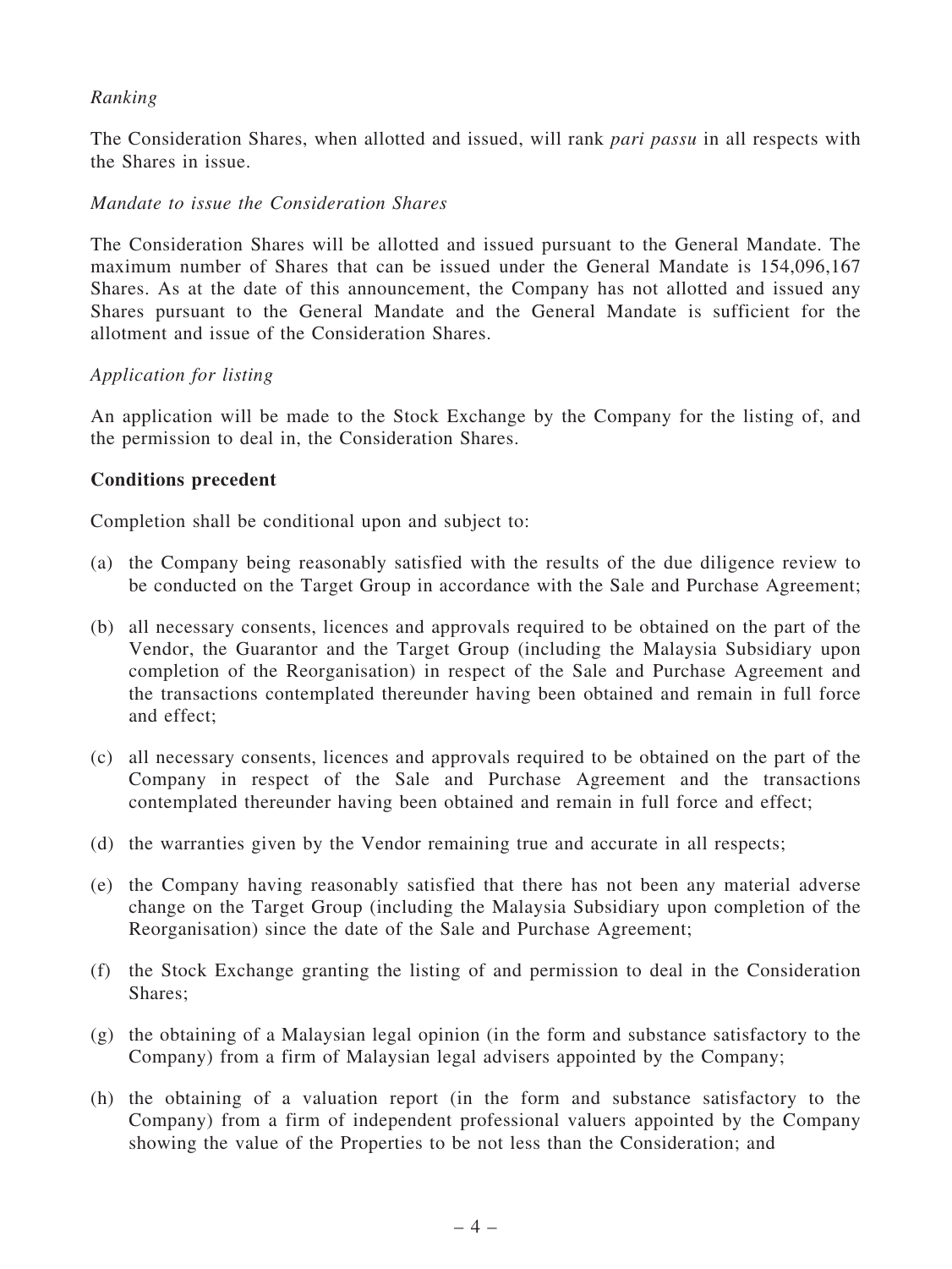*Ranking*

The Consideration Shares, when allotted and issued, will rank *pari passu* in all respects with the Shares in issue.

*Mandate to issue the Consideration Shares*

The Consideration Shares will be allotted and issued pursuant to the General Mandate. The maximum number of Shares that can be issued under the General Mandate is 154,096,167 Shares. As at the date of this announcement, the Company has not allotted and issued any Shares pursuant to the General Mandate and the General Mandate is sufficient for the allotment and issue of the Consideration Shares.

*Application for listing*

An application will be made to the Stock Exchange by the Company for the listing of, and the permission to deal in, the Consideration Shares.

**Conditions precedent**

Completion shall be conditional upon and subject to:

(a) the Company being reasonably satisfied with the results of the due diligence review to be conducted on the Target Group in accordance with the Sale and Purchase Agreement;

(b) all necessary consents, licences and approvals required to be obtained on the part of the Vendor, the Guarantor and the Target Group (including the Malaysia Subsidiary upon completion of the Reorganisation) in respect of the Sale and Purchase Agreement and the transactions contemplated thereunder having been obtained and remain in full force and effect;

(c) all necessary consents, licences and approvals required to be obtained on the part of the Company in respect of the Sale and Purchase Agreement and the transactions contemplated thereunder having been obtained and remain in full force and effect;

(d) the warranties given by the Vendor remaining true and accurate in all respects;

(e) the Company having reasonably satisfied that there has not been any material adverse change on the Target Group (including the Malaysia Subsidiary upon completion of the Reorganisation) since the date of the Sale and Purchase Agreement;

(f) the Stock Exchange granting the listing of and permission to deal in the Consideration Shares;

(g) the obtaining of a Malaysian legal opinion (in the form and substance satisfactory to the Company) from a firm of Malaysian legal advisers appointed by the Company;

(h) the obtaining of a valuation report (in the form and substance satisfactory to the Company) from a firm of independent professional valuers appointed by the Company showing the value of the Properties to be not less than the Consideration; and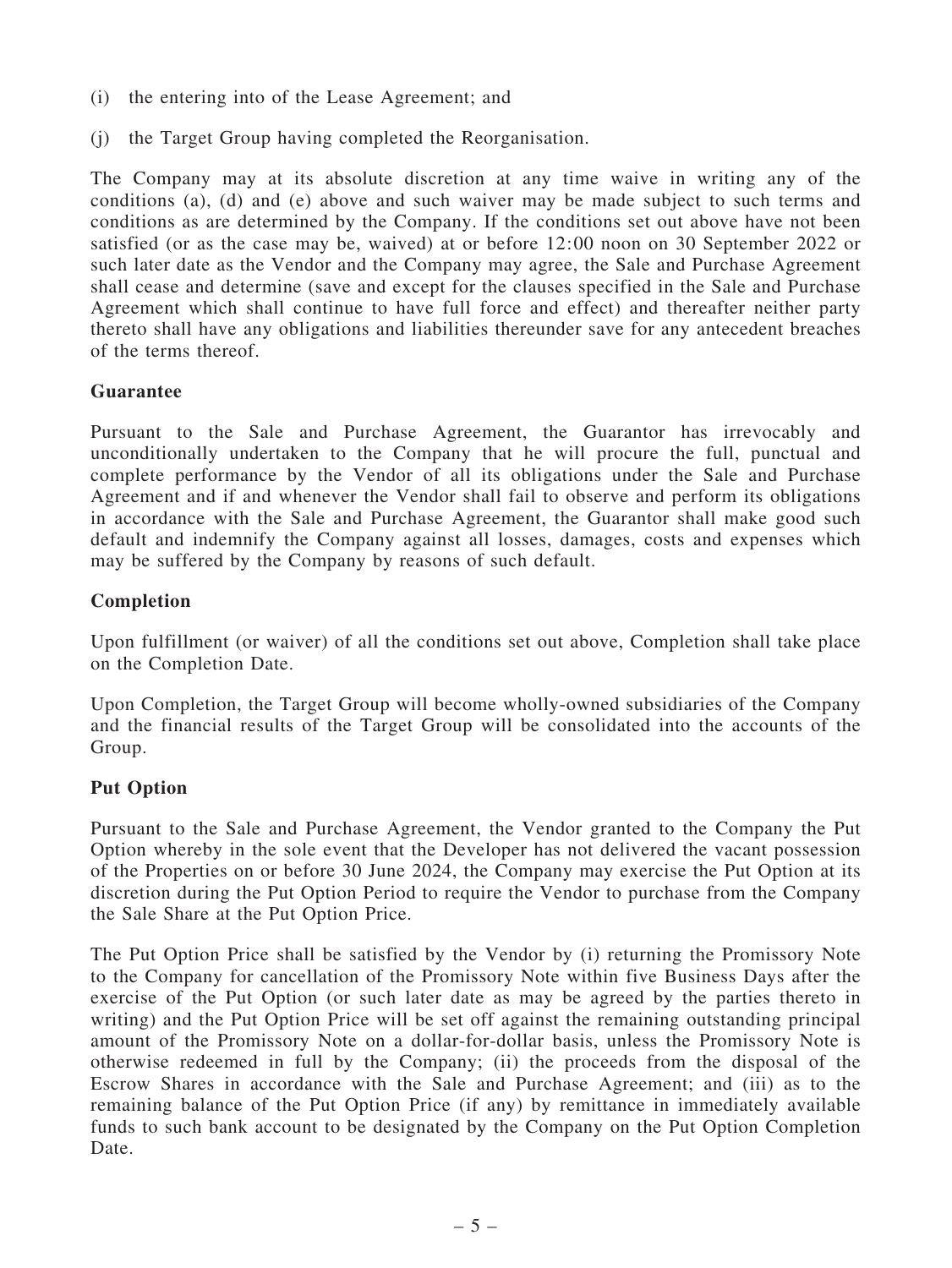(i) the entering into of the Lease Agreement; and

(j) the Target Group having completed the Reorganisation.

The Company may at its absolute discretion at any time waive in writing any of the conditions (a), (d) and (e) above and such waiver may be made subject to such terms and conditions as are determined by the Company. If the conditions set out above have not been satisfied (or as the case may be, waived) at or before 12:00 noon on 30 September 2022 or such later date as the Vendor and the Company may agree, the Sale and Purchase Agreement shall cease and determine (save and except for the clauses specified in the Sale and Purchase Agreement which shall continue to have full force and effect) and thereafter neither party thereto shall have any obligations and liabilities thereunder save for any antecedent breaches of the terms thereof.

**Guarantee**

Pursuant to the Sale and Purchase Agreement, the Guarantor has irrevocably and unconditionally undertaken to the Company that he will procure the full, punctual and complete performance by the Vendor of all its obligations under the Sale and Purchase Agreement and if and whenever the Vendor shall fail to observe and perform its obligations in accordance with the Sale and Purchase Agreement, the Guarantor shall make good such default and indemnify the Company against all losses, damages, costs and expenses which may be suffered by the Company by reasons of such default.

**Completion**

Upon fulfillment (or waiver) of all the conditions set out above, Completion shall take place on the Completion Date.

Upon Completion, the Target Group will become wholly-owned subsidiaries of the Company and the financial results of the Target Group will be consolidated into the accounts of the Group.

**Put Option**

Pursuant to the Sale and Purchase Agreement, the Vendor granted to the Company the Put Option whereby in the sole event that the Developer has not delivered the vacant possession of the Properties on or before 30 June 2024, the Company may exercise the Put Option at its discretion during the Put Option Period to require the Vendor to purchase from the Company the Sale Share at the Put Option Price.

The Put Option Price shall be satisfied by the Vendor by (i) returning the Promissory Note to the Company for cancellation of the Promissory Note within five Business Days after the exercise of the Put Option (or such later date as may be agreed by the parties thereto in writing) and the Put Option Price will be set off against the remaining outstanding principal amount of the Promissory Note on a dollar-for-dollar basis, unless the Promissory Note is otherwise redeemed in full by the Company; (ii) the proceeds from the disposal of the Escrow Shares in accordance with the Sale and Purchase Agreement; and (iii) as to the remaining balance of the Put Option Price (if any) by remittance in immediately available funds to such bank account to be designated by the Company on the Put Option Completion Date.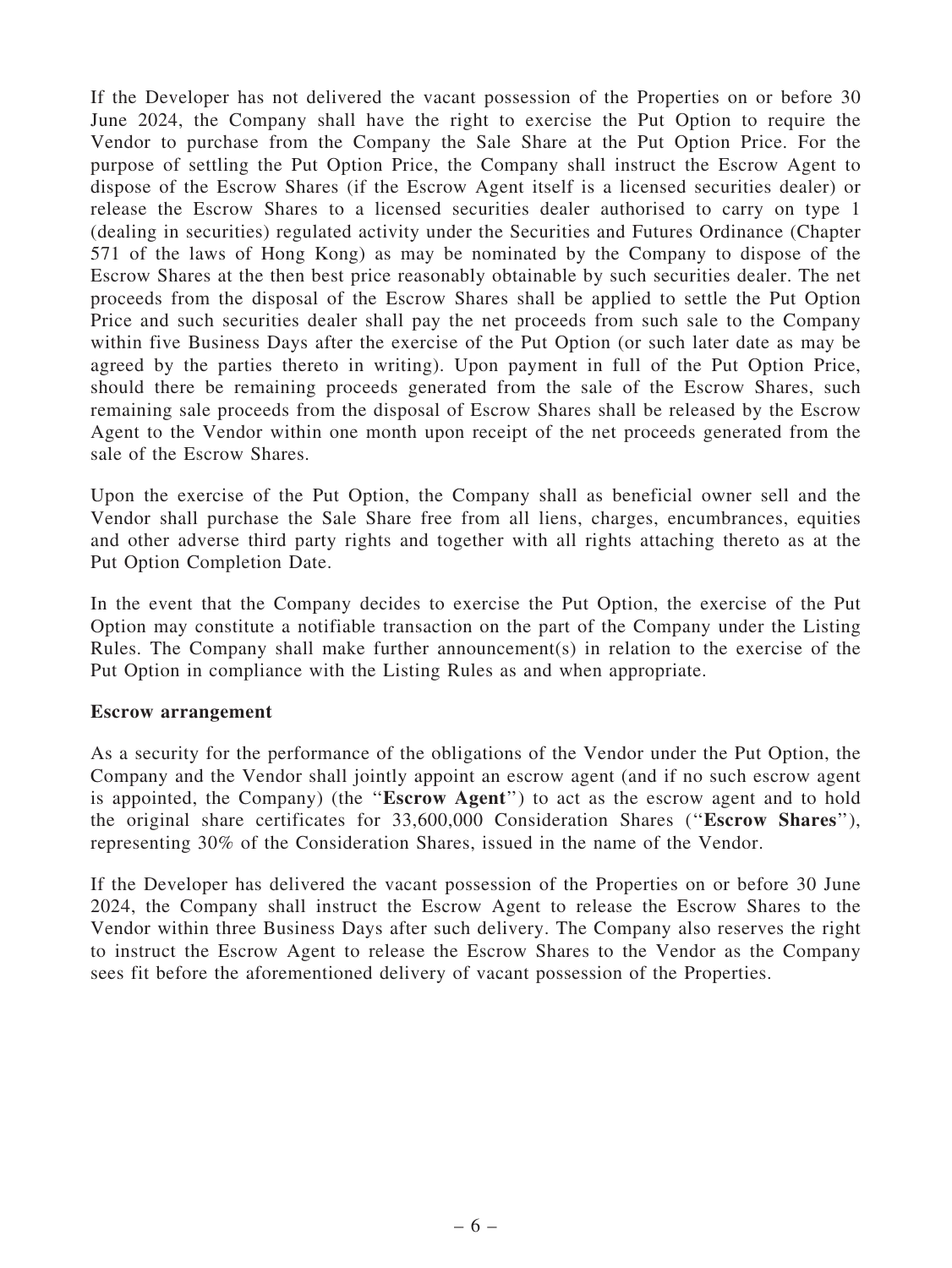If the Developer has not delivered the vacant possession of the Properties on or before 30 June 2024, the Company shall have the right to exercise the Put Option to require the Vendor to purchase from the Company the Sale Share at the Put Option Price. For the purpose of settling the Put Option Price, the Company shall instruct the Escrow Agent to dispose of the Escrow Shares (if the Escrow Agent itself is a licensed securities dealer) or release the Escrow Shares to a licensed securities dealer authorised to carry on type 1 (dealing in securities) regulated activity under the Securities and Futures Ordinance (Chapter 571 of the laws of Hong Kong) as may be nominated by the Company to dispose of the Escrow Shares at the then best price reasonably obtainable by such securities dealer. The net proceeds from the disposal of the Escrow Shares shall be applied to settle the Put Option Price and such securities dealer shall pay the net proceeds from such sale to the Company within five Business Days after the exercise of the Put Option (or such later date as may be agreed by the parties thereto in writing). Upon payment in full of the Put Option Price, should there be remaining proceeds generated from the sale of the Escrow Shares, such remaining sale proceeds from the disposal of Escrow Shares shall be released by the Escrow Agent to the Vendor within one month upon receipt of the net proceeds generated from the sale of the Escrow Shares.

Upon the exercise of the Put Option, the Company shall as beneficial owner sell and the Vendor shall purchase the Sale Share free from all liens, charges, encumbrances, equities and other adverse third party rights and together with all rights attaching thereto as at the Put Option Completion Date.

In the event that the Company decides to exercise the Put Option, the exercise of the Put Option may constitute a notifiable transaction on the part of the Company under the Listing Rules. The Company shall make further announcement(s) in relation to the exercise of the Put Option in compliance with the Listing Rules as and when appropriate.

**Escrow arrangement**

As a security for the performance of the obligations of the Vendor under the Put Option, the Company and the Vendor shall jointly appoint an escrow agent (and if no such escrow agent is appointed, the Company) (the "**Escrow Agent**") to act as the escrow agent and to hold the original share certificates for 33,600,000 Consideration Shares ("**Escrow Shares**"), representing 30% of the Consideration Shares, issued in the name of the Vendor.

If the Developer has delivered the vacant possession of the Properties on or before 30 June 2024, the Company shall instruct the Escrow Agent to release the Escrow Shares to the Vendor within three Business Days after such delivery. The Company also reserves the right to instruct the Escrow Agent to release the Escrow Shares to the Vendor as the Company sees fit before the aforementioned delivery of vacant possession of the Properties.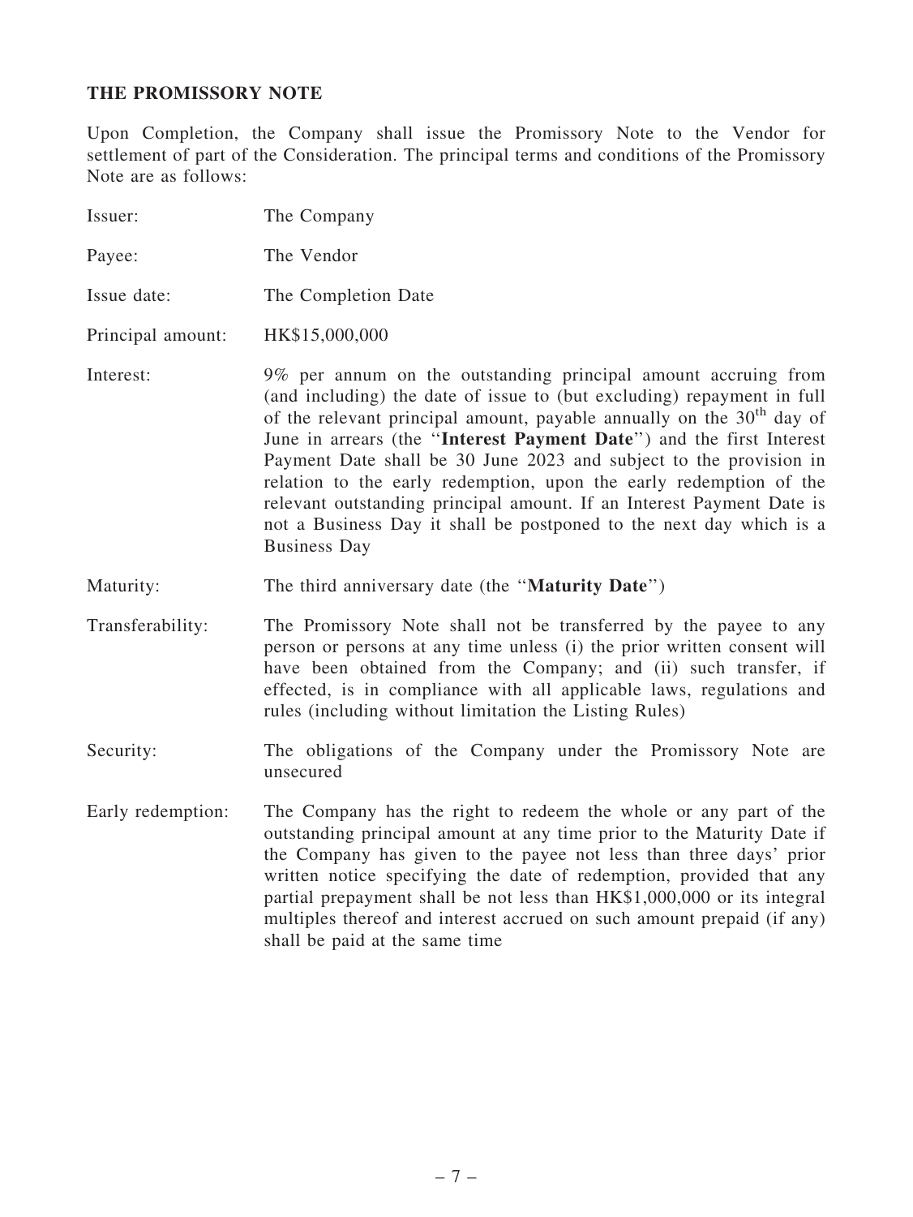## THE PROMISSORY NOTE

Upon Completion, the Company shall issue the Promissory Note to the Vendor for settlement of part of the Consideration. The principal terms and conditions of the Promissory Note are as follows:

| | |
|---|---|
| Issuer: | The Company |
| Payee: | The Vendor |
| Issue date: | The Completion Date |
| Principal amount: | HK$15,000,000 |
| Interest: | 9% per annum on the outstanding principal amount accruing from (and including) the date of issue to (but excluding) repayment in full of the relevant principal amount, payable annually on the 30th day of June in arrears (the "**Interest Payment Date**") and the first Interest Payment Date shall be 30 June 2023 and subject to the provision in relation to the early redemption, upon the early redemption of the relevant outstanding principal amount. If an Interest Payment Date is not a Business Day it shall be postponed to the next day which is a Business Day |
| Maturity: | The third anniversary date (the "**Maturity Date**") |
| Transferability: | The Promissory Note shall not be transferred by the payee to any person or persons at any time unless (i) the prior written consent will have been obtained from the Company; and (ii) such transfer, if effected, is in compliance with all applicable laws, regulations and rules (including without limitation the Listing Rules) |
| Security: | The obligations of the Company under the Promissory Note are unsecured |
| Early redemption: | The Company has the right to redeem the whole or any part of the outstanding principal amount at any time prior to the Maturity Date if the Company has given to the payee not less than three days' prior written notice specifying the date of redemption, provided that any partial prepayment shall be not less than HK$1,000,000 or its integral multiples thereof and interest accrued on such amount prepaid (if any) shall be paid at the same time |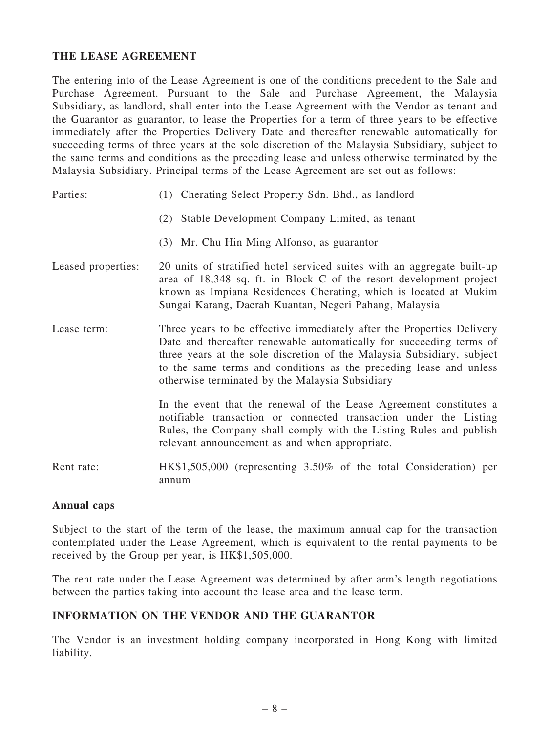## THE LEASE AGREEMENT

The entering into of the Lease Agreement is one of the conditions precedent to the Sale and Purchase Agreement. Pursuant to the Sale and Purchase Agreement, the Malaysia Subsidiary, as landlord, shall enter into the Lease Agreement with the Vendor as tenant and the Guarantor as guarantor, to lease the Properties for a term of three years to be effective immediately after the Properties Delivery Date and thereafter renewable automatically for succeeding terms of three years at the sole discretion of the Malaysia Subsidiary, subject to the same terms and conditions as the preceding lease and unless otherwise terminated by the Malaysia Subsidiary. Principal terms of the Lease Agreement are set out as follows:

| | |
|---|---|
| Parties: | (1) Cherating Select Property Sdn. Bhd., as landlord<br>(2) Stable Development Company Limited, as tenant<br>(3) Mr. Chu Hin Ming Alfonso, as guarantor |
| Leased properties: | 20 units of stratified hotel serviced suites with an aggregate built-up area of 18,348 sq. ft. in Block C of the resort development project known as Impiana Residences Cherating, which is located at Mukim Sungai Karang, Daerah Kuantan, Negeri Pahang, Malaysia |
| Lease term: | Three years to be effective immediately after the Properties Delivery Date and thereafter renewable automatically for succeeding terms of three years at the sole discretion of the Malaysia Subsidiary, subject to the same terms and conditions as the preceding lease and unless otherwise terminated by the Malaysia Subsidiary<br><br>In the event that the renewal of the Lease Agreement constitutes a notifiable transaction or connected transaction under the Listing Rules, the Company shall comply with the Listing Rules and publish relevant announcement as and when appropriate. |
| Rent rate: | HK$1,505,000 (representing 3.50% of the total Consideration) per annum |

### Annual caps

Subject to the start of the term of the lease, the maximum annual cap for the transaction contemplated under the Lease Agreement, which is equivalent to the rental payments to be received by the Group per year, is HK$1,505,000.

The rent rate under the Lease Agreement was determined by after arm's length negotiations between the parties taking into account the lease area and the lease term.

## INFORMATION ON THE VENDOR AND THE GUARANTOR

The Vendor is an investment holding company incorporated in Hong Kong with limited liability.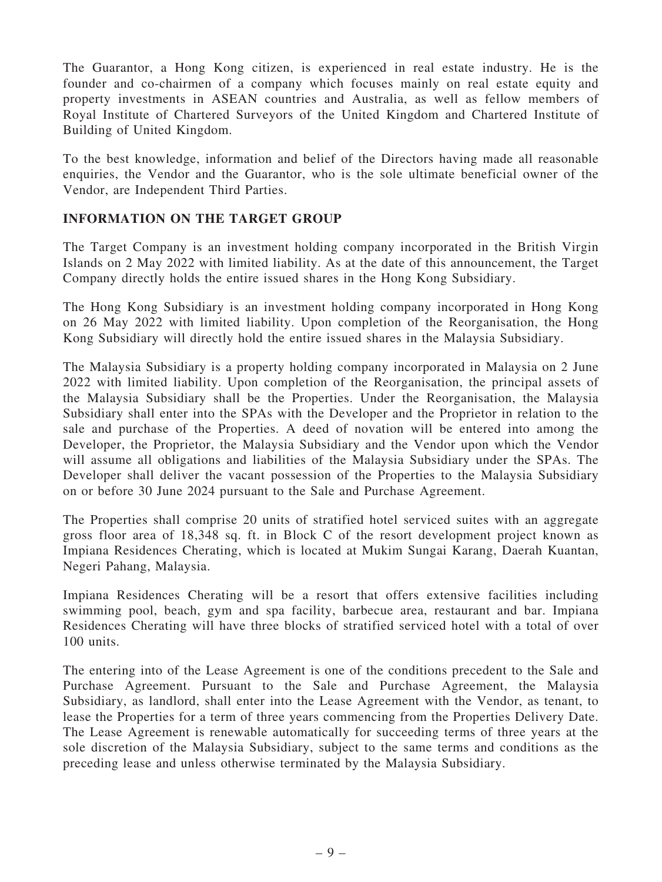The Guarantor, a Hong Kong citizen, is experienced in real estate industry. He is the founder and co-chairmen of a company which focuses mainly on real estate equity and property investments in ASEAN countries and Australia, as well as fellow members of Royal Institute of Chartered Surveyors of the United Kingdom and Chartered Institute of Building of United Kingdom.

To the best knowledge, information and belief of the Directors having made all reasonable enquiries, the Vendor and the Guarantor, who is the sole ultimate beneficial owner of the Vendor, are Independent Third Parties.

## INFORMATION ON THE TARGET GROUP

The Target Company is an investment holding company incorporated in the British Virgin Islands on 2 May 2022 with limited liability. As at the date of this announcement, the Target Company directly holds the entire issued shares in the Hong Kong Subsidiary.

The Hong Kong Subsidiary is an investment holding company incorporated in Hong Kong on 26 May 2022 with limited liability. Upon completion of the Reorganisation, the Hong Kong Subsidiary will directly hold the entire issued shares in the Malaysia Subsidiary.

The Malaysia Subsidiary is a property holding company incorporated in Malaysia on 2 June 2022 with limited liability. Upon completion of the Reorganisation, the principal assets of the Malaysia Subsidiary shall be the Properties. Under the Reorganisation, the Malaysia Subsidiary shall enter into the SPAs with the Developer and the Proprietor in relation to the sale and purchase of the Properties. A deed of novation will be entered into among the Developer, the Proprietor, the Malaysia Subsidiary and the Vendor upon which the Vendor will assume all obligations and liabilities of the Malaysia Subsidiary under the SPAs. The Developer shall deliver the vacant possession of the Properties to the Malaysia Subsidiary on or before 30 June 2024 pursuant to the Sale and Purchase Agreement.

The Properties shall comprise 20 units of stratified hotel serviced suites with an aggregate gross floor area of 18,348 sq. ft. in Block C of the resort development project known as Impiana Residences Cherating, which is located at Mukim Sungai Karang, Daerah Kuantan, Negeri Pahang, Malaysia.

Impiana Residences Cherating will be a resort that offers extensive facilities including swimming pool, beach, gym and spa facility, barbecue area, restaurant and bar. Impiana Residences Cherating will have three blocks of stratified serviced hotel with a total of over 100 units.

The entering into of the Lease Agreement is one of the conditions precedent to the Sale and Purchase Agreement. Pursuant to the Sale and Purchase Agreement, the Malaysia Subsidiary, as landlord, shall enter into the Lease Agreement with the Vendor, as tenant, to lease the Properties for a term of three years commencing from the Properties Delivery Date. The Lease Agreement is renewable automatically for succeeding terms of three years at the sole discretion of the Malaysia Subsidiary, subject to the same terms and conditions as the preceding lease and unless otherwise terminated by the Malaysia Subsidiary.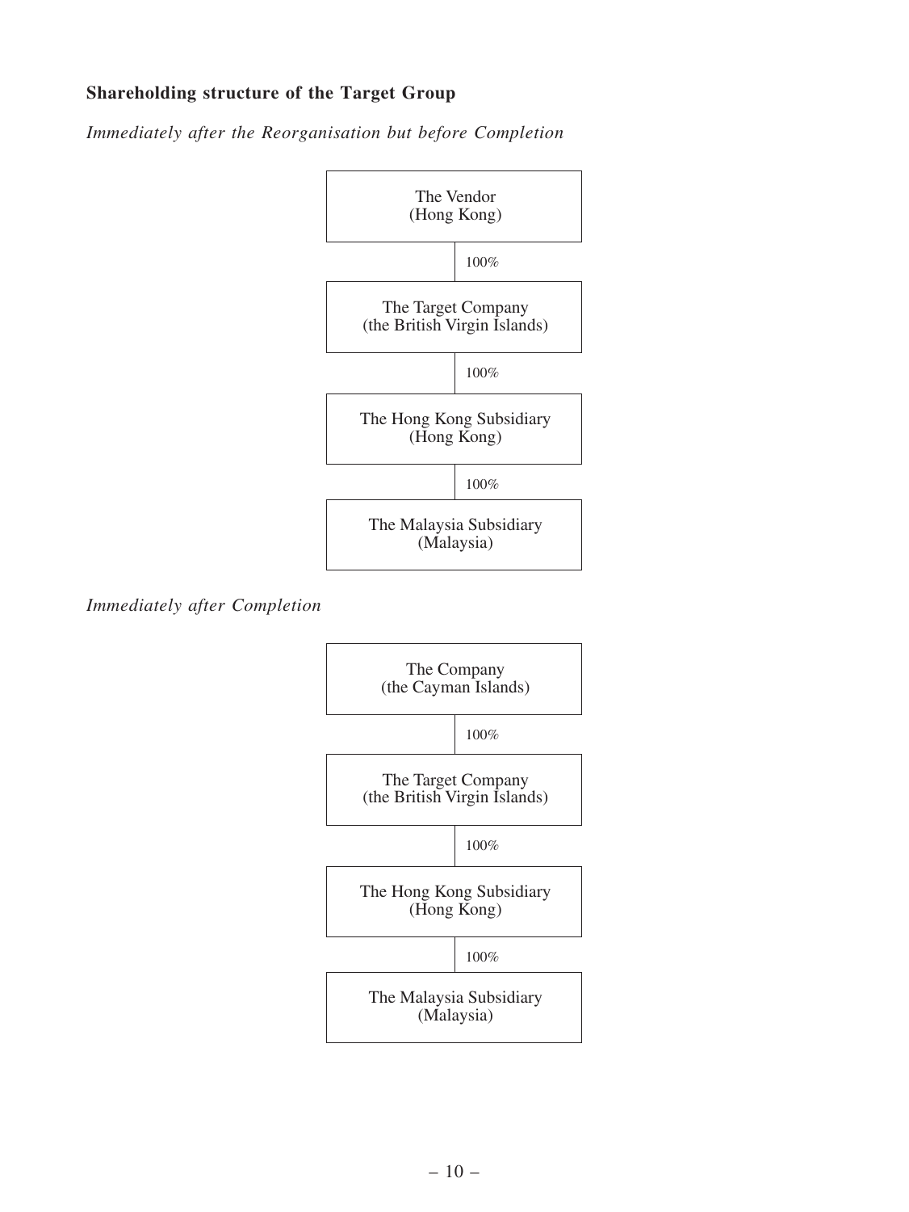**Shareholding structure of the Target Group**

*Immediately after the Reorganisation but before Completion*

The Vendor
(Hong Kong)

100%

The Target Company
(the British Virgin Islands)

100%

The Hong Kong Subsidiary
(Hong Kong)

100%

The Malaysia Subsidiary
(Malaysia)

*Immediately after Completion*

The Company
(the Cayman Islands)

100%

The Target Company
(the British Virgin Islands)

100%

The Hong Kong Subsidiary
(Hong Kong)

100%

The Malaysia Subsidiary
(Malaysia)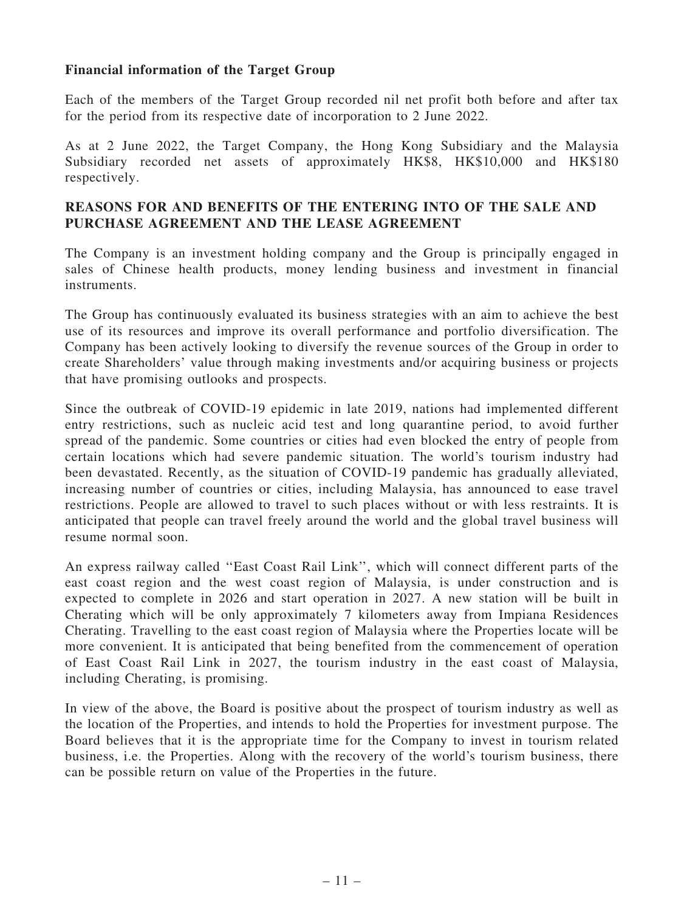**Financial information of the Target Group**

Each of the members of the Target Group recorded nil net profit both before and after tax for the period from its respective date of incorporation to 2 June 2022.

As at 2 June 2022, the Target Company, the Hong Kong Subsidiary and the Malaysia Subsidiary recorded net assets of approximately HK$8, HK$10,000 and HK$180 respectively.

## REASONS FOR AND BENEFITS OF THE ENTERING INTO OF THE SALE AND PURCHASE AGREEMENT AND THE LEASE AGREEMENT

The Company is an investment holding company and the Group is principally engaged in sales of Chinese health products, money lending business and investment in financial instruments.

The Group has continuously evaluated its business strategies with an aim to achieve the best use of its resources and improve its overall performance and portfolio diversification. The Company has been actively looking to diversify the revenue sources of the Group in order to create Shareholders' value through making investments and/or acquiring business or projects that have promising outlooks and prospects.

Since the outbreak of COVID-19 epidemic in late 2019, nations had implemented different entry restrictions, such as nucleic acid test and long quarantine period, to avoid further spread of the pandemic. Some countries or cities had even blocked the entry of people from certain locations which had severe pandemic situation. The world's tourism industry had been devastated. Recently, as the situation of COVID-19 pandemic has gradually alleviated, increasing number of countries or cities, including Malaysia, has announced to ease travel restrictions. People are allowed to travel to such places without or with less restraints. It is anticipated that people can travel freely around the world and the global travel business will resume normal soon.

An express railway called ''East Coast Rail Link'', which will connect different parts of the east coast region and the west coast region of Malaysia, is under construction and is expected to complete in 2026 and start operation in 2027. A new station will be built in Cherating which will be only approximately 7 kilometers away from Impiana Residences Cherating. Travelling to the east coast region of Malaysia where the Properties locate will be more convenient. It is anticipated that being benefited from the commencement of operation of East Coast Rail Link in 2027, the tourism industry in the east coast of Malaysia, including Cherating, is promising.

In view of the above, the Board is positive about the prospect of tourism industry as well as the location of the Properties, and intends to hold the Properties for investment purpose. The Board believes that it is the appropriate time for the Company to invest in tourism related business, i.e. the Properties. Along with the recovery of the world's tourism business, there can be possible return on value of the Properties in the future.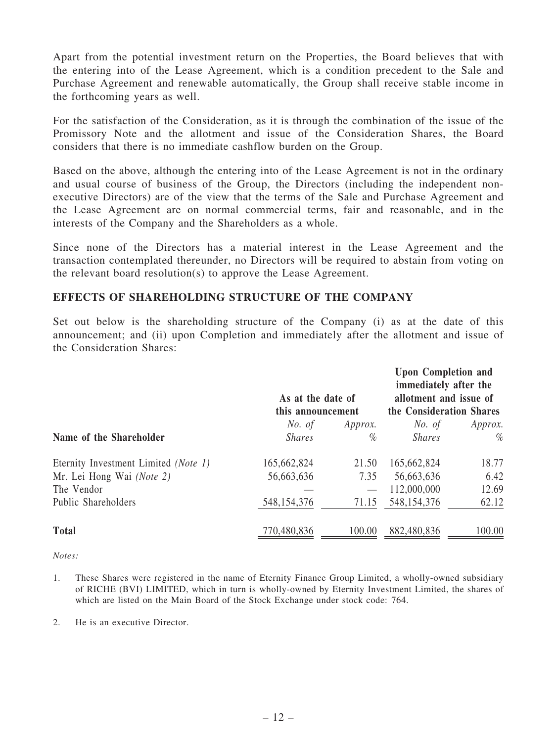Apart from the potential investment return on the Properties, the Board believes that with the entering into of the Lease Agreement, which is a condition precedent to the Sale and Purchase Agreement and renewable automatically, the Group shall receive stable income in the forthcoming years as well.

For the satisfaction of the Consideration, as it is through the combination of the issue of the Promissory Note and the allotment and issue of the Consideration Shares, the Board considers that there is no immediate cashflow burden on the Group.

Based on the above, although the entering into of the Lease Agreement is not in the ordinary and usual course of business of the Group, the Directors (including the independent non-executive Directors) are of the view that the terms of the Sale and Purchase Agreement and the Lease Agreement are on normal commercial terms, fair and reasonable, and in the interests of the Company and the Shareholders as a whole.

Since none of the Directors has a material interest in the Lease Agreement and the transaction contemplated thereunder, no Directors will be required to abstain from voting on the relevant board resolution(s) to approve the Lease Agreement.

## EFFECTS OF SHAREHOLDING STRUCTURE OF THE COMPANY

Set out below is the shareholding structure of the Company (i) as at the date of this announcement; and (ii) upon Completion and immediately after the allotment and issue of the Consideration Shares:

| | As at the date of this announcement | | Upon Completion and immediately after the allotment and issue of the Consideration Shares | |
|---|---|---|---|---|
| **Name of the Shareholder** | *No. of Shares* | *Approx. %* | *No. of Shares* | *Approx. %* |
| Eternity Investment Limited *(Note 1)* | 165,662,824 | 21.50 | 165,662,824 | 18.77 |
| Mr. Lei Hong Wai *(Note 2)* | 56,663,636 | 7.35 | 56,663,636 | 6.42 |
| The Vendor | — | — | 112,000,000 | 12.69 |
| Public Shareholders | 548,154,376 | 71.15 | 548,154,376 | 62.12 |
| **Total** | 770,480,836 | 100.00 | 882,480,836 | 100.00 |

*Notes:*

1. These Shares were registered in the name of Eternity Finance Group Limited, a wholly-owned subsidiary of RICHE (BVI) LIMITED, which in turn is wholly-owned by Eternity Investment Limited, the shares of which are listed on the Main Board of the Stock Exchange under stock code: 764.

2. He is an executive Director.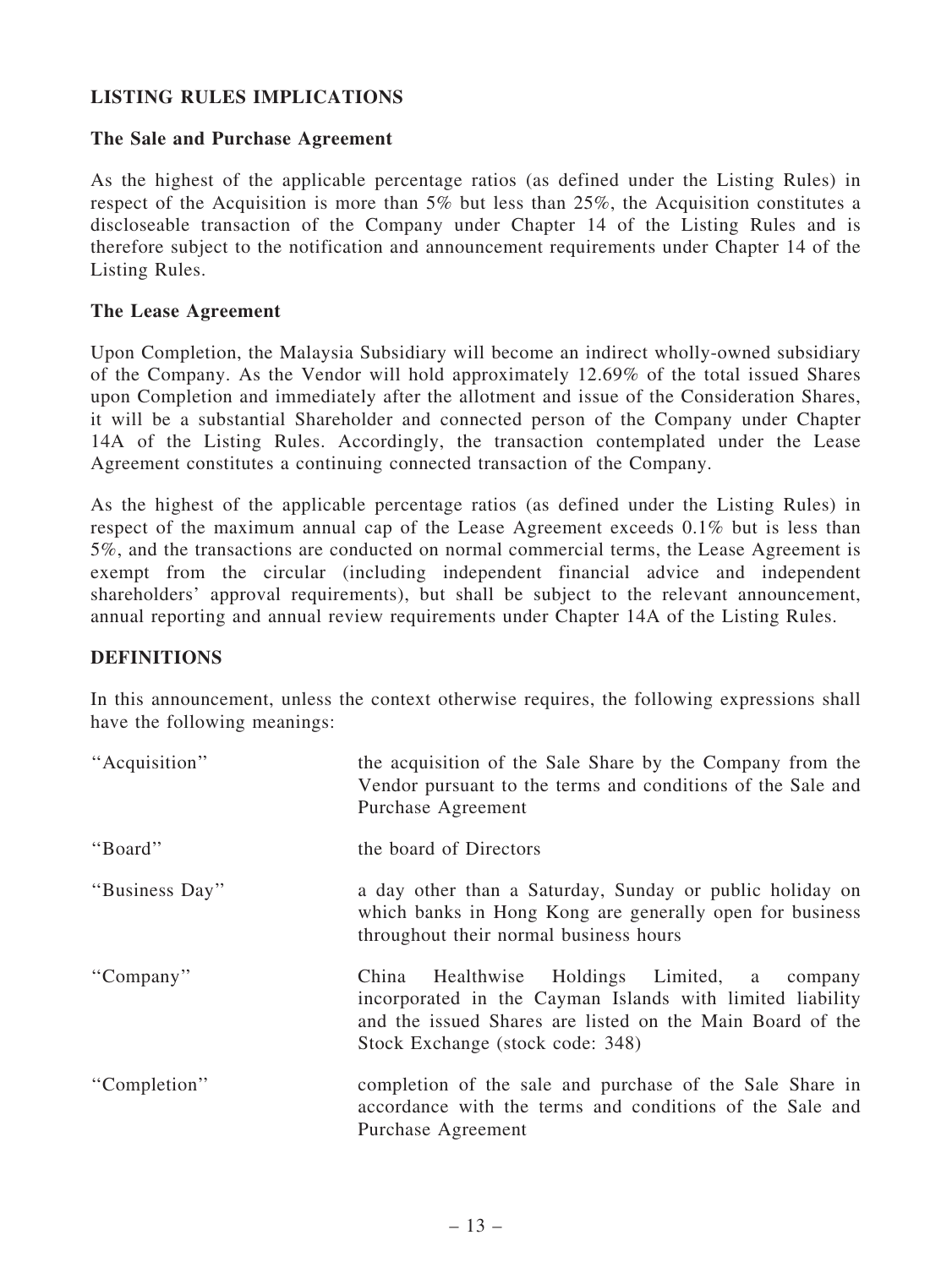## LISTING RULES IMPLICATIONS

### The Sale and Purchase Agreement

As the highest of the applicable percentage ratios (as defined under the Listing Rules) in respect of the Acquisition is more than 5% but less than 25%, the Acquisition constitutes a discloseable transaction of the Company under Chapter 14 of the Listing Rules and is therefore subject to the notification and announcement requirements under Chapter 14 of the Listing Rules.

### The Lease Agreement

Upon Completion, the Malaysia Subsidiary will become an indirect wholly-owned subsidiary of the Company. As the Vendor will hold approximately 12.69% of the total issued Shares upon Completion and immediately after the allotment and issue of the Consideration Shares, it will be a substantial Shareholder and connected person of the Company under Chapter 14A of the Listing Rules. Accordingly, the transaction contemplated under the Lease Agreement constitutes a continuing connected transaction of the Company.

As the highest of the applicable percentage ratios (as defined under the Listing Rules) in respect of the maximum annual cap of the Lease Agreement exceeds 0.1% but is less than 5%, and the transactions are conducted on normal commercial terms, the Lease Agreement is exempt from the circular (including independent financial advice and independent shareholders' approval requirements), but shall be subject to the relevant announcement, annual reporting and annual review requirements under Chapter 14A of the Listing Rules.

## DEFINITIONS

In this announcement, unless the context otherwise requires, the following expressions shall have the following meanings:

| | |
|---|---|
| "Acquisition" | the acquisition of the Sale Share by the Company from the Vendor pursuant to the terms and conditions of the Sale and Purchase Agreement |
| "Board" | the board of Directors |
| "Business Day" | a day other than a Saturday, Sunday or public holiday on which banks in Hong Kong are generally open for business throughout their normal business hours |
| "Company" | China Healthwise Holdings Limited, a company incorporated in the Cayman Islands with limited liability and the issued Shares are listed on the Main Board of the Stock Exchange (stock code: 348) |
| "Completion" | completion of the sale and purchase of the Sale Share in accordance with the terms and conditions of the Sale and Purchase Agreement |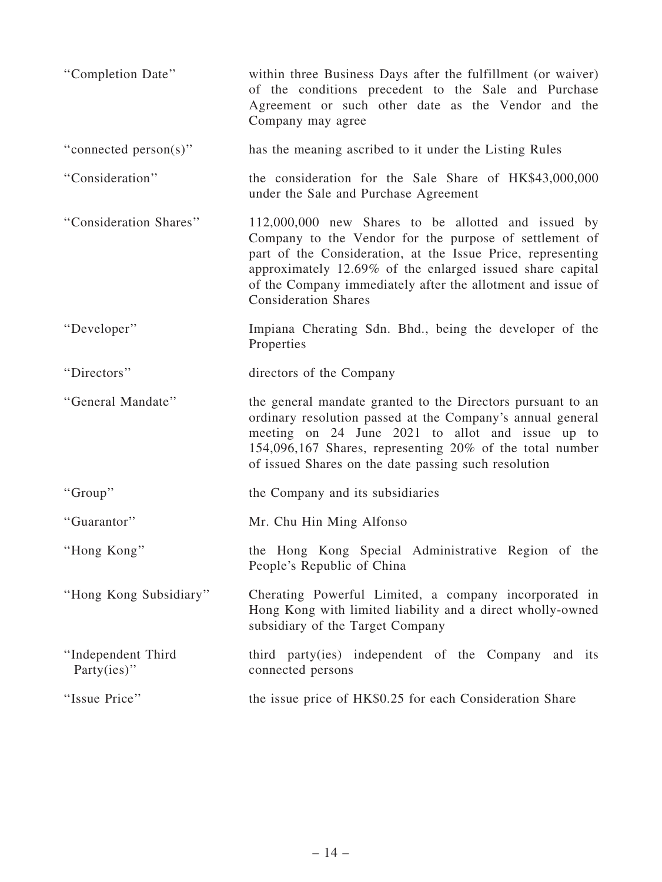| | |
|---|---|
| "Completion Date" | within three Business Days after the fulfillment (or waiver) of the conditions precedent to the Sale and Purchase Agreement or such other date as the Vendor and the Company may agree |
| "connected person(s)" | has the meaning ascribed to it under the Listing Rules |
| "Consideration" | the consideration for the Sale Share of HK$43,000,000 under the Sale and Purchase Agreement |
| "Consideration Shares" | 112,000,000 new Shares to be allotted and issued by Company to the Vendor for the purpose of settlement of part of the Consideration, at the Issue Price, representing approximately 12.69% of the enlarged issued share capital of the Company immediately after the allotment and issue of Consideration Shares |
| "Developer" | Impiana Cherating Sdn. Bhd., being the developer of the Properties |
| "Directors" | directors of the Company |
| "General Mandate" | the general mandate granted to the Directors pursuant to an ordinary resolution passed at the Company's annual general meeting on 24 June 2021 to allot and issue up to 154,096,167 Shares, representing 20% of the total number of issued Shares on the date passing such resolution |
| "Group" | the Company and its subsidiaries |
| "Guarantor" | Mr. Chu Hin Ming Alfonso |
| "Hong Kong" | the Hong Kong Special Administrative Region of the People's Republic of China |
| "Hong Kong Subsidiary" | Cherating Powerful Limited, a company incorporated in Hong Kong with limited liability and a direct wholly-owned subsidiary of the Target Company |
| "Independent Third Party(ies)" | third party(ies) independent of the Company and its connected persons |
| "Issue Price" | the issue price of HK$0.25 for each Consideration Share |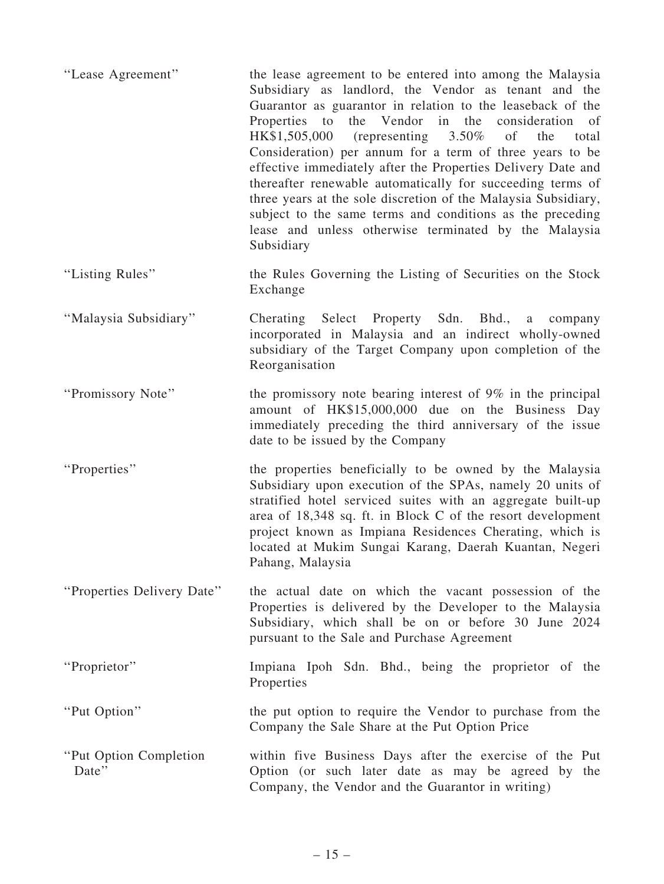| | |
|---|---|
| "Lease Agreement" | the lease agreement to be entered into among the Malaysia Subsidiary as landlord, the Vendor as tenant and the Guarantor as guarantor in relation to the leaseback of the Properties to the Vendor in the consideration of HK$1,505,000 (representing 3.50% of the total Consideration) per annum for a term of three years to be effective immediately after the Properties Delivery Date and thereafter renewable automatically for succeeding terms of three years at the sole discretion of the Malaysia Subsidiary, subject to the same terms and conditions as the preceding lease and unless otherwise terminated by the Malaysia Subsidiary |
| "Listing Rules" | the Rules Governing the Listing of Securities on the Stock Exchange |
| "Malaysia Subsidiary" | Cherating Select Property Sdn. Bhd., a company incorporated in Malaysia and an indirect wholly-owned subsidiary of the Target Company upon completion of the Reorganisation |
| "Promissory Note" | the promissory note bearing interest of 9% in the principal amount of HK$15,000,000 due on the Business Day immediately preceding the third anniversary of the issue date to be issued by the Company |
| "Properties" | the properties beneficially to be owned by the Malaysia Subsidiary upon execution of the SPAs, namely 20 units of stratified hotel serviced suites with an aggregate built-up area of 18,348 sq. ft. in Block C of the resort development project known as Impiana Residences Cherating, which is located at Mukim Sungai Karang, Daerah Kuantan, Negeri Pahang, Malaysia |
| "Properties Delivery Date" | the actual date on which the vacant possession of the Properties is delivered by the Developer to the Malaysia Subsidiary, which shall be on or before 30 June 2024 pursuant to the Sale and Purchase Agreement |
| "Proprietor" | Impiana Ipoh Sdn. Bhd., being the proprietor of the Properties |
| "Put Option" | the put option to require the Vendor to purchase from the Company the Sale Share at the Put Option Price |
| "Put Option Completion Date" | within five Business Days after the exercise of the Put Option (or such later date as may be agreed by the Company, the Vendor and the Guarantor in writing) |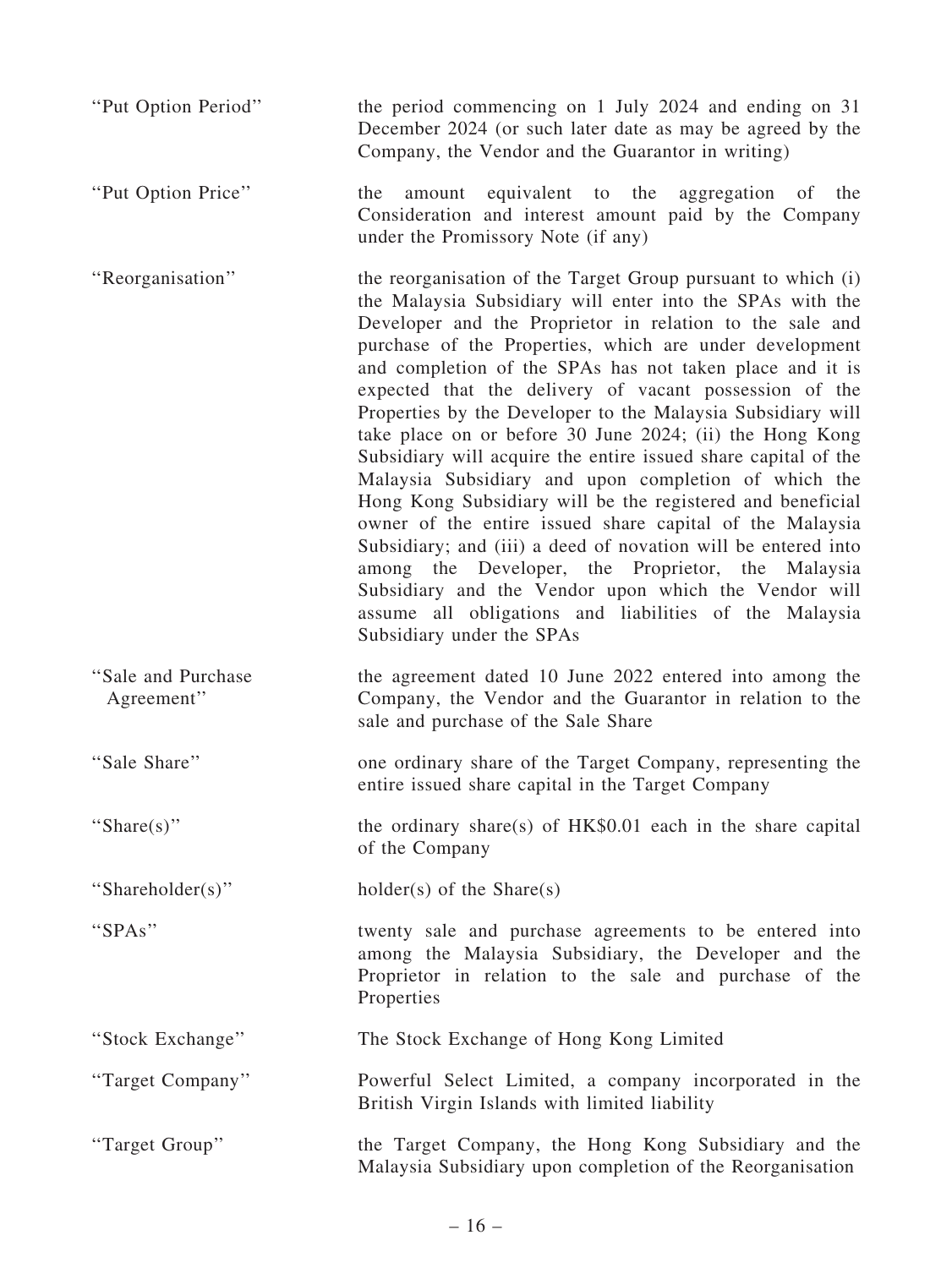| | |
|---|---|
| "Put Option Period" | the period commencing on 1 July 2024 and ending on 31 December 2024 (or such later date as may be agreed by the Company, the Vendor and the Guarantor in writing) |
| "Put Option Price" | the amount equivalent to the aggregation of the Consideration and interest amount paid by the Company under the Promissory Note (if any) |
| "Reorganisation" | the reorganisation of the Target Group pursuant to which (i) the Malaysia Subsidiary will enter into the SPAs with the Developer and the Proprietor in relation to the sale and purchase of the Properties, which are under development and completion of the SPAs has not taken place and it is expected that the delivery of vacant possession of the Properties by the Developer to the Malaysia Subsidiary will take place on or before 30 June 2024; (ii) the Hong Kong Subsidiary will acquire the entire issued share capital of the Malaysia Subsidiary and upon completion of which the Hong Kong Subsidiary will be the registered and beneficial owner of the entire issued share capital of the Malaysia Subsidiary; and (iii) a deed of novation will be entered into among the Developer, the Proprietor, the Malaysia Subsidiary and the Vendor upon which the Vendor will assume all obligations and liabilities of the Malaysia Subsidiary under the SPAs |
| "Sale and Purchase Agreement" | the agreement dated 10 June 2022 entered into among the Company, the Vendor and the Guarantor in relation to the sale and purchase of the Sale Share |
| "Sale Share" | one ordinary share of the Target Company, representing the entire issued share capital in the Target Company |
| "Share(s)" | the ordinary share(s) of HK$0.01 each in the share capital of the Company |
| "Shareholder(s)" | holder(s) of the Share(s) |
| "SPAs" | twenty sale and purchase agreements to be entered into among the Malaysia Subsidiary, the Developer and the Proprietor in relation to the sale and purchase of the Properties |
| "Stock Exchange" | The Stock Exchange of Hong Kong Limited |
| "Target Company" | Powerful Select Limited, a company incorporated in the British Virgin Islands with limited liability |
| "Target Group" | the Target Company, the Hong Kong Subsidiary and the Malaysia Subsidiary upon completion of the Reorganisation |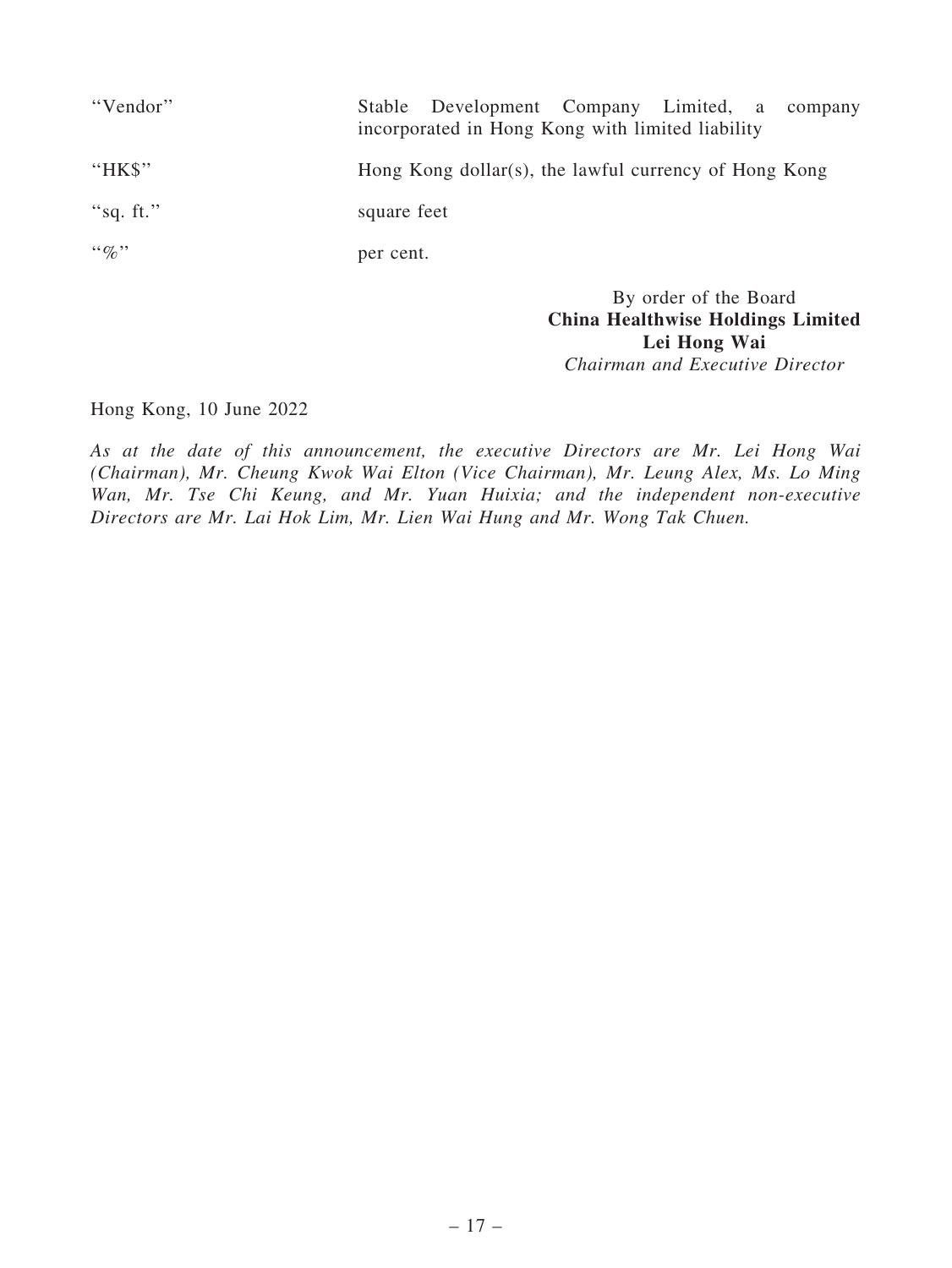| | |
|---|---|
| "Vendor" | Stable Development Company Limited, a company incorporated in Hong Kong with limited liability |
| "HK$" | Hong Kong dollar(s), the lawful currency of Hong Kong |
| "sq. ft." | square feet |
| "%" | per cent. |

By order of the Board
**China Healthwise Holdings Limited**
**Lei Hong Wai**
*Chairman and Executive Director*

Hong Kong, 10 June 2022

*As at the date of this announcement, the executive Directors are Mr. Lei Hong Wai (Chairman), Mr. Cheung Kwok Wai Elton (Vice Chairman), Mr. Leung Alex, Ms. Lo Ming Wan, Mr. Tse Chi Keung, and Mr. Yuan Huixia; and the independent non-executive Directors are Mr. Lai Hok Lim, Mr. Lien Wai Hung and Mr. Wong Tak Chuen.*